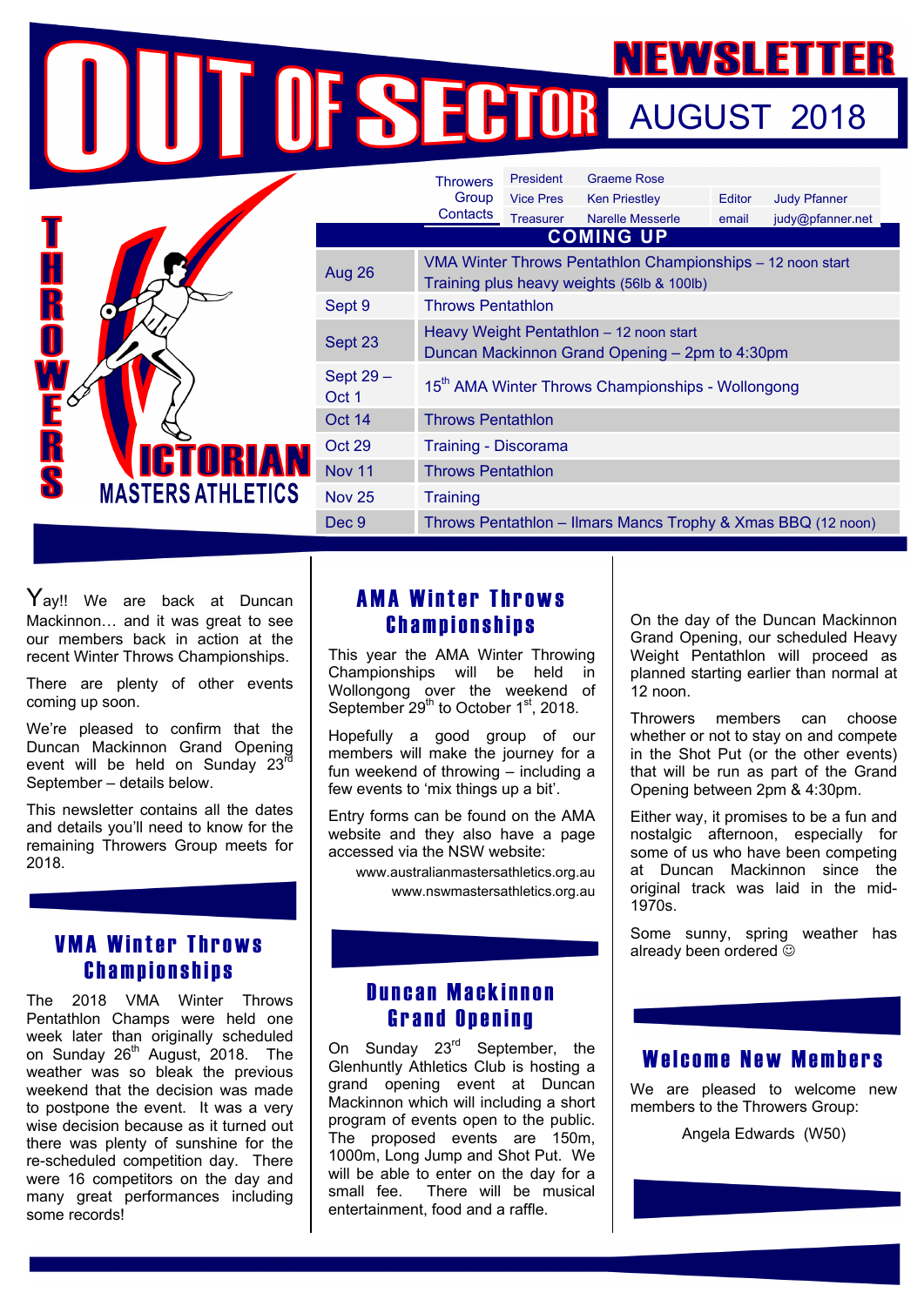# OUT OF SECTOR NEWSLETTER

## AUGUST 2018

THROWERS VICTORIAN MASTERS ATHLETICS

| Throwers Group Contacts | | | | |
|---|---|---|---|---|
| President | Graeme Rose | | | |
| Vice Pres | Ken Priestley | Editor | Judy Pfanner | |
| Treasurer | Narelle Messerle | email | judy@pfanner.net | |

## COMING UP

| Date | Event |
|---|---|
| Aug 26 | VMA Winter Throws Pentathlon Championships – 12 noon start<br>Training plus heavy weights (56lb & 100lb) |
| Sept 9 | Throws Pentathlon |
| Sept 23 | Heavy Weight Pentathlon – 12 noon start<br>Duncan Mackinnon Grand Opening – 2pm to 4:30pm |
| Sept 29 – Oct 1 | 15th AMA Winter Throws Championships - Wollongong |
| Oct 14 | Throws Pentathlon |
| Oct 29 | Training - Discorama |
| Nov 11 | Throws Pentathlon |
| Nov 25 | Training |
| Dec 9 | Throws Pentathlon – Ilmars Mancs Trophy & Xmas BBQ (12 noon) |

Yay!! We are back at Duncan Mackinnon… and it was great to see our members back in action at the recent Winter Throws Championships.

There are plenty of other events coming up soon.

We're pleased to confirm that the Duncan Mackinnon Grand Opening event will be held on Sunday 23rd September – details below.

This newsletter contains all the dates and details you'll need to know for the remaining Throwers Group meets for 2018.

## VMA Winter Throws Championships

The 2018 VMA Winter Throws Pentathlon Champs were held one week later than originally scheduled on Sunday 26th August, 2018. The weather was so bleak the previous weekend that the decision was made to postpone the event. It was a very wise decision because as it turned out there was plenty of sunshine for the re-scheduled competition day. There were 16 competitors on the day and many great performances including some records!

## AMA Winter Throws Championships

This year the AMA Winter Throwing Championships will be held in Wollongong over the weekend of September 29th to October 1st, 2018.

Hopefully a good group of our members will make the journey for a fun weekend of throwing – including a few events to 'mix things up a bit'.

Entry forms can be found on the AMA website and they also have a page accessed via the NSW website:

www.australianmastersathletics.org.au
www.nswmastersathletics.org.au

## Duncan Mackinnon Grand Opening

On Sunday 23rd September, the Glenhuntly Athletics Club is hosting a grand opening event at Duncan Mackinnon which will including a short program of events open to the public. The proposed events are 150m, 1000m, Long Jump and Shot Put. We will be able to enter on the day for a small fee. There will be musical entertainment, food and a raffle.

On the day of the Duncan Mackinnon Grand Opening, our scheduled Heavy Weight Pentathlon will proceed as planned starting earlier than normal at 12 noon.

Throwers members can choose whether or not to stay on and compete in the Shot Put (or the other events) that will be run as part of the Grand Opening between 2pm & 4:30pm.

Either way, it promises to be a fun and nostalgic afternoon, especially for some of us who have been competing at Duncan Mackinnon since the original track was laid in the mid-1970s.

Some sunny, spring weather has already been ordered ☺

## Welcome New Members

We are pleased to welcome new members to the Throwers Group:

Angela Edwards (W50)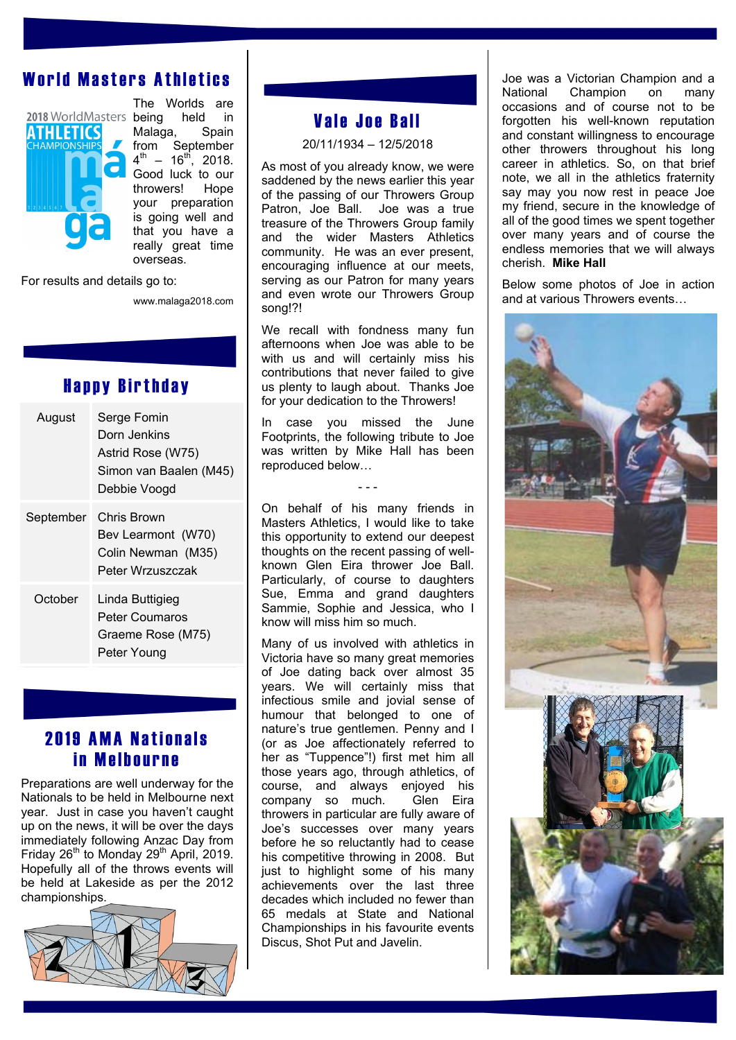## World Masters Athletics

The Worlds are being held in Malaga, Spain from September 4th – 16th, 2018. Good luck to our throwers! Hope your preparation is going well and that you have a really great time overseas.

For results and details go to:

www.malaga2018.com

## Happy Birthday

| | |
|---|---|
| August | Serge Fomin<br>Dorn Jenkins<br>Astrid Rose (W75)<br>Simon van Baalen (M45)<br>Debbie Voogd |
| September | Chris Brown<br>Bev Learmont (W70)<br>Colin Newman (M35)<br>Peter Wrzuszczak |
| October | Linda Buttigieg<br>Peter Coumaros<br>Graeme Rose (M75)<br>Peter Young |

## 2019 AMA Nationals in Melbourne

Preparations are well underway for the Nationals to be held in Melbourne next year. Just in case you haven't caught up on the news, it will be over the days immediately following Anzac Day from Friday 26th to Monday 29th April, 2019. Hopefully all of the throws events will be held at Lakeside as per the 2012 championships.

## Vale Joe Ball

20/11/1934 – 12/5/2018

As most of you already know, we were saddened by the news earlier this year of the passing of our Throwers Group Patron, Joe Ball. Joe was a true treasure of the Throwers Group family and the wider Masters Athletics community. He was an ever present, encouraging influence at our meets, serving as our Patron for many years and even wrote our Throwers Group song!?!

We recall with fondness many fun afternoons when Joe was able to be with us and will certainly miss his contributions that never failed to give us plenty to laugh about. Thanks Joe for your dedication to the Throwers!

In case you missed the June Footprints, the following tribute to Joe was written by Mike Hall has been reproduced below…

- - -

On behalf of his many friends in Masters Athletics, I would like to take this opportunity to extend our deepest thoughts on the recent passing of well-known Glen Eira thrower Joe Ball. Particularly, of course to daughters Sue, Emma and grand daughters Sammie, Sophie and Jessica, who I know will miss him so much.

Many of us involved with athletics in Victoria have so many great memories of Joe dating back over almost 35 years. We will certainly miss that infectious smile and jovial sense of humour that belonged to one of nature's true gentlemen. Penny and I (or as Joe affectionately referred to her as "Tuppence"!) first met him all those years ago, through athletics, of course, and always enjoyed his company so much. Glen Eira throwers in particular are fully aware of Joe's successes over many years before he so reluctantly had to cease his competitive throwing in 2008. But just to highlight some of his many achievements over the last three decades which included no fewer than 65 medals at State and National Championships in his favourite events Discus, Shot Put and Javelin.

Joe was a Victorian Champion and a National Champion on many occasions and of course not to be forgotten his well-known reputation and constant willingness to encourage other throwers throughout his long career in athletics. So, on that brief note, we all in the athletics fraternity say may you now rest in peace Joe my friend, secure in the knowledge of all of the good times we spent together over many many years and of course the endless memories that we will always cherish. **Mike Hall**

Below some photos of Joe in action and at various Throwers events…